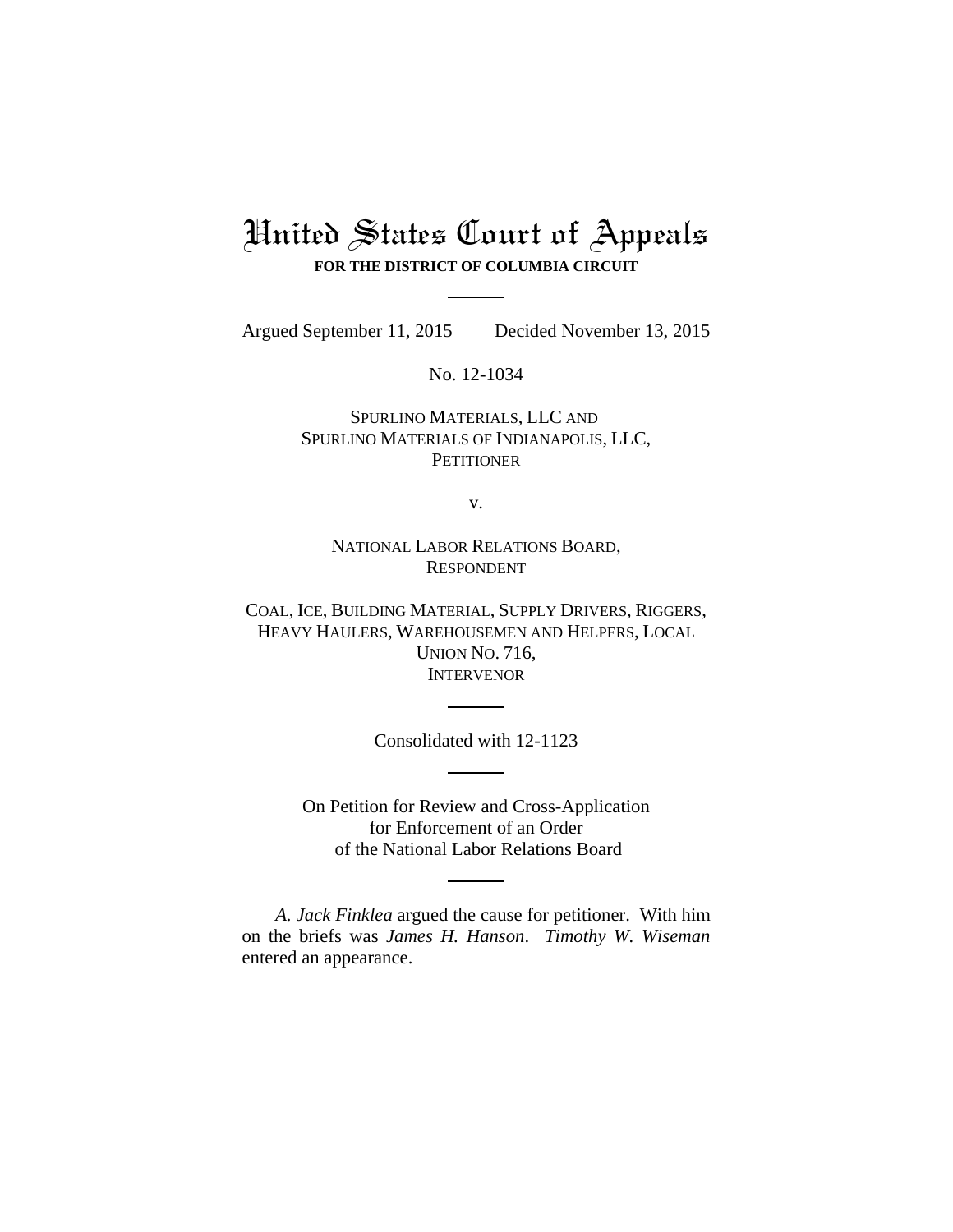# United States Court of Appeals

**FOR THE DISTRICT OF COLUMBIA CIRCUIT**

---

Argued September 11, 2015 Decided November 13, 2015

No. 12-1034

SPURLINO MATERIALS, LLC AND
SPURLINO MATERIALS OF INDIANAPOLIS, LLC,
PETITIONER

v.

NATIONAL LABOR RELATIONS BOARD,
RESPONDENT

COAL, ICE, BUILDING MATERIAL, SUPPLY DRIVERS, RIGGERS,
HEAVY HAULERS, WAREHOUSEMEN AND HELPERS, LOCAL
UNION NO. 716,
INTERVENOR

---

Consolidated with 12-1123

---

On Petition for Review and Cross-Application
for Enforcement of an Order
of the National Labor Relations Board

---

*A. Jack Finklea* argued the cause for petitioner. With him on the briefs was *James H. Hanson*. *Timothy W. Wiseman* entered an appearance.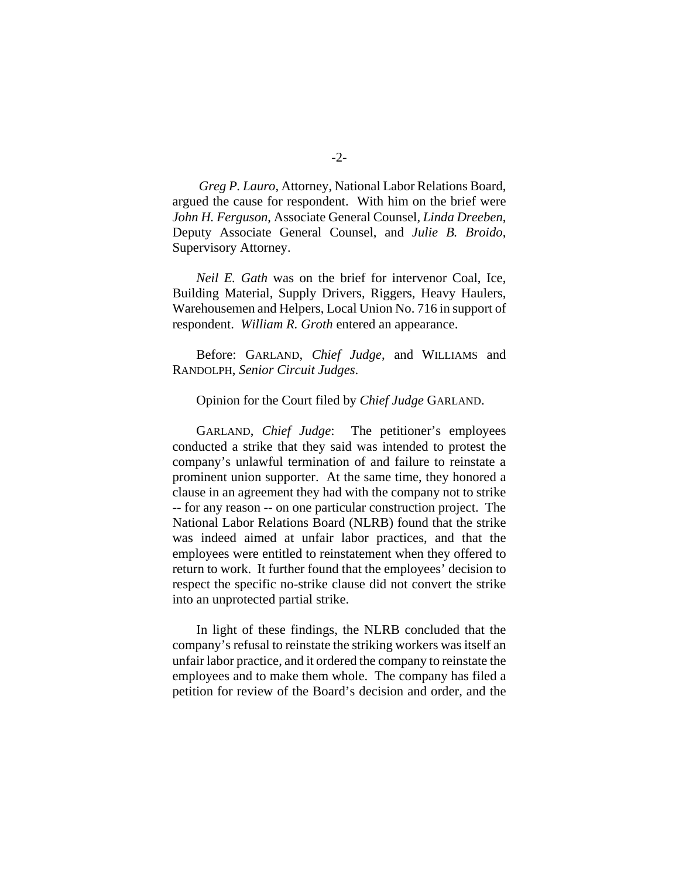*Greg P. Lauro*, Attorney, National Labor Relations Board, argued the cause for respondent. With him on the brief were *John H. Ferguson*, Associate General Counsel, *Linda Dreeben*, Deputy Associate General Counsel, and *Julie B. Broido*, Supervisory Attorney.

*Neil E. Gath* was on the brief for intervenor Coal, Ice, Building Material, Supply Drivers, Riggers, Heavy Haulers, Warehousemen and Helpers, Local Union No. 716 in support of respondent. *William R. Groth* entered an appearance.

Before: GARLAND, *Chief Judge*, and WILLIAMS and RANDOLPH, *Senior Circuit Judges*.

Opinion for the Court filed by *Chief Judge* GARLAND.

GARLAND, *Chief Judge*: The petitioner's employees conducted a strike that they said was intended to protest the company's unlawful termination of and failure to reinstate a prominent union supporter. At the same time, they honored a clause in an agreement they had with the company not to strike -- for any reason -- on one particular construction project. The National Labor Relations Board (NLRB) found that the strike was indeed aimed at unfair labor practices, and that the employees were entitled to reinstatement when they offered to return to work. It further found that the employees' decision to respect the specific no-strike clause did not convert the strike into an unprotected partial strike.

In light of these findings, the NLRB concluded that the company's refusal to reinstate the striking workers was itself an unfair labor practice, and it ordered the company to reinstate the employees and to make them whole. The company has filed a petition for review of the Board's decision and order, and the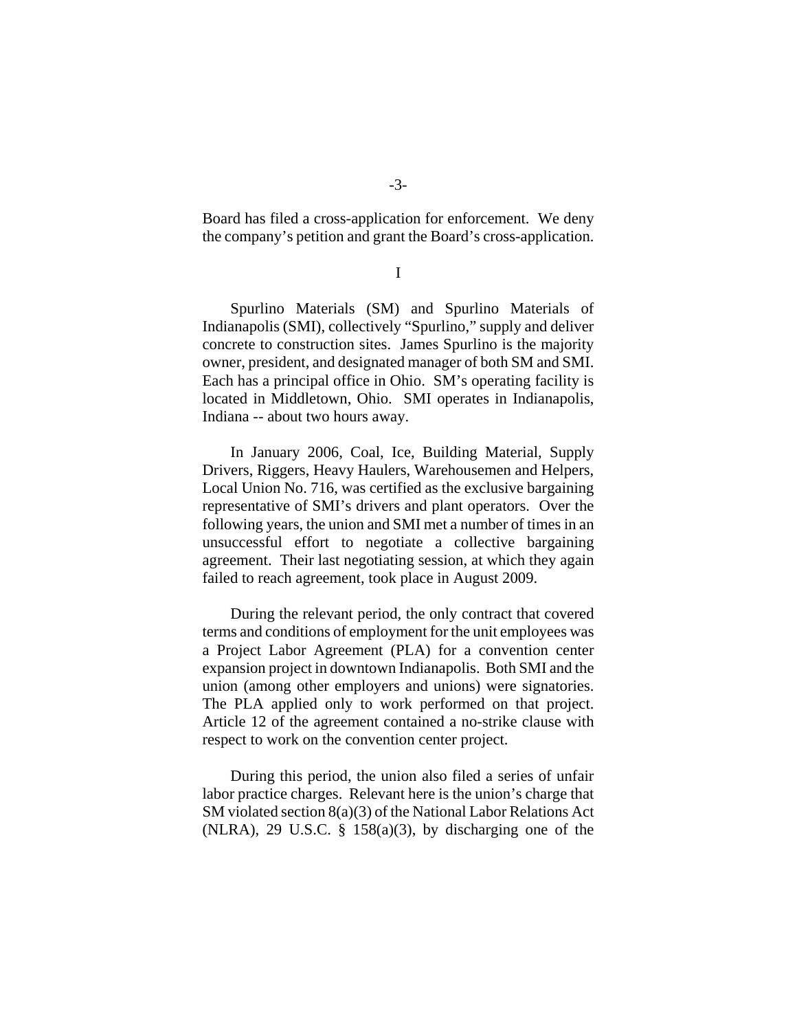Board has filed a cross-application for enforcement. We deny the company's petition and grant the Board's cross-application.

I

Spurlino Materials (SM) and Spurlino Materials of Indianapolis (SMI), collectively "Spurlino," supply and deliver concrete to construction sites. James Spurlino is the majority owner, president, and designated manager of both SM and SMI. Each has a principal office in Ohio. SM's operating facility is located in Middletown, Ohio. SMI operates in Indianapolis, Indiana -- about two hours away.

In January 2006, Coal, Ice, Building Material, Supply Drivers, Riggers, Heavy Haulers, Warehousemen and Helpers, Local Union No. 716, was certified as the exclusive bargaining representative of SMI's drivers and plant operators. Over the following years, the union and SMI met a number of times in an unsuccessful effort to negotiate a collective bargaining agreement. Their last negotiating session, at which they again failed to reach agreement, took place in August 2009.

During the relevant period, the only contract that covered terms and conditions of employment for the unit employees was a Project Labor Agreement (PLA) for a convention center expansion project in downtown Indianapolis. Both SMI and the union (among other employers and unions) were signatories. The PLA applied only to work performed on that project. Article 12 of the agreement contained a no-strike clause with respect to work on the convention center project.

During this period, the union also filed a series of unfair labor practice charges. Relevant here is the union's charge that SM violated section 8(a)(3) of the National Labor Relations Act (NLRA), 29 U.S.C. § 158(a)(3), by discharging one of the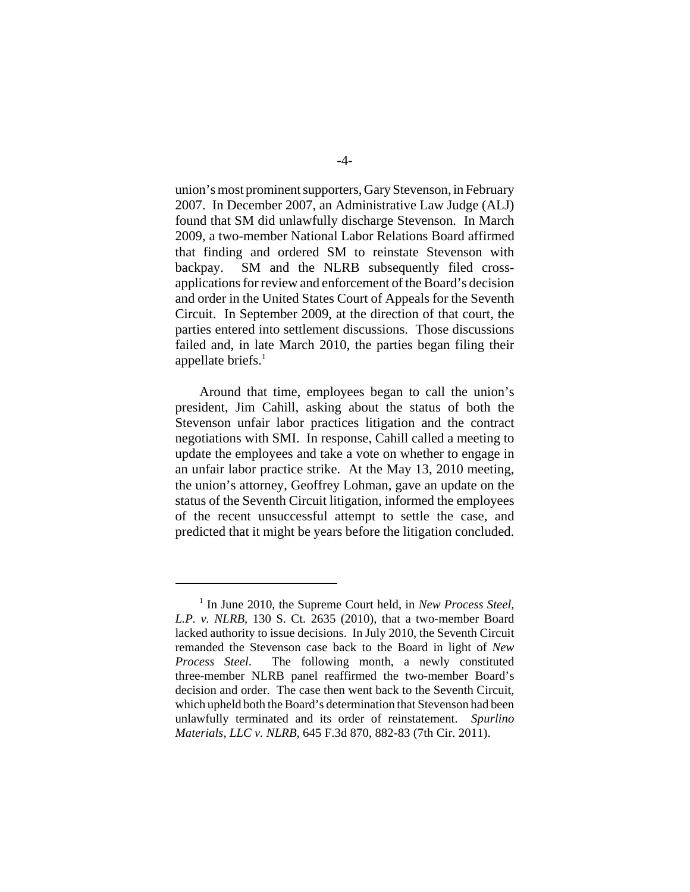union's most prominent supporters, Gary Stevenson, in February 2007. In December 2007, an Administrative Law Judge (ALJ) found that SM did unlawfully discharge Stevenson. In March 2009, a two-member National Labor Relations Board affirmed that finding and ordered SM to reinstate Stevenson with backpay. SM and the NLRB subsequently filed cross-applications for review and enforcement of the Board's decision and order in the United States Court of Appeals for the Seventh Circuit. In September 2009, at the direction of that court, the parties entered into settlement discussions. Those discussions failed and, in late March 2010, the parties began filing their appellate briefs.[1]

Around that time, employees began to call the union's president, Jim Cahill, asking about the status of both the Stevenson unfair labor practices litigation and the contract negotiations with SMI. In response, Cahill called a meeting to update the employees and take a vote on whether to engage in an unfair labor practice strike. At the May 13, 2010 meeting, the union's attorney, Geoffrey Lohman, gave an update on the status of the Seventh Circuit litigation, informed the employees of the recent unsuccessful attempt to settle the case, and predicted that it might be years before the litigation concluded.

[1] In June 2010, the Supreme Court held, in *New Process Steel, L.P. v. NLRB*, 130 S. Ct. 2635 (2010), that a two-member Board lacked authority to issue decisions. In July 2010, the Seventh Circuit remanded the Stevenson case back to the Board in light of *New Process Steel*. The following month, a newly constituted three-member NLRB panel reaffirmed the two-member Board's decision and order. The case then went back to the Seventh Circuit, which upheld both the Board's determination that Stevenson had been unlawfully terminated and its order of reinstatement. *Spurlino Materials, LLC v. NLRB*, 645 F.3d 870, 882-83 (7th Cir. 2011).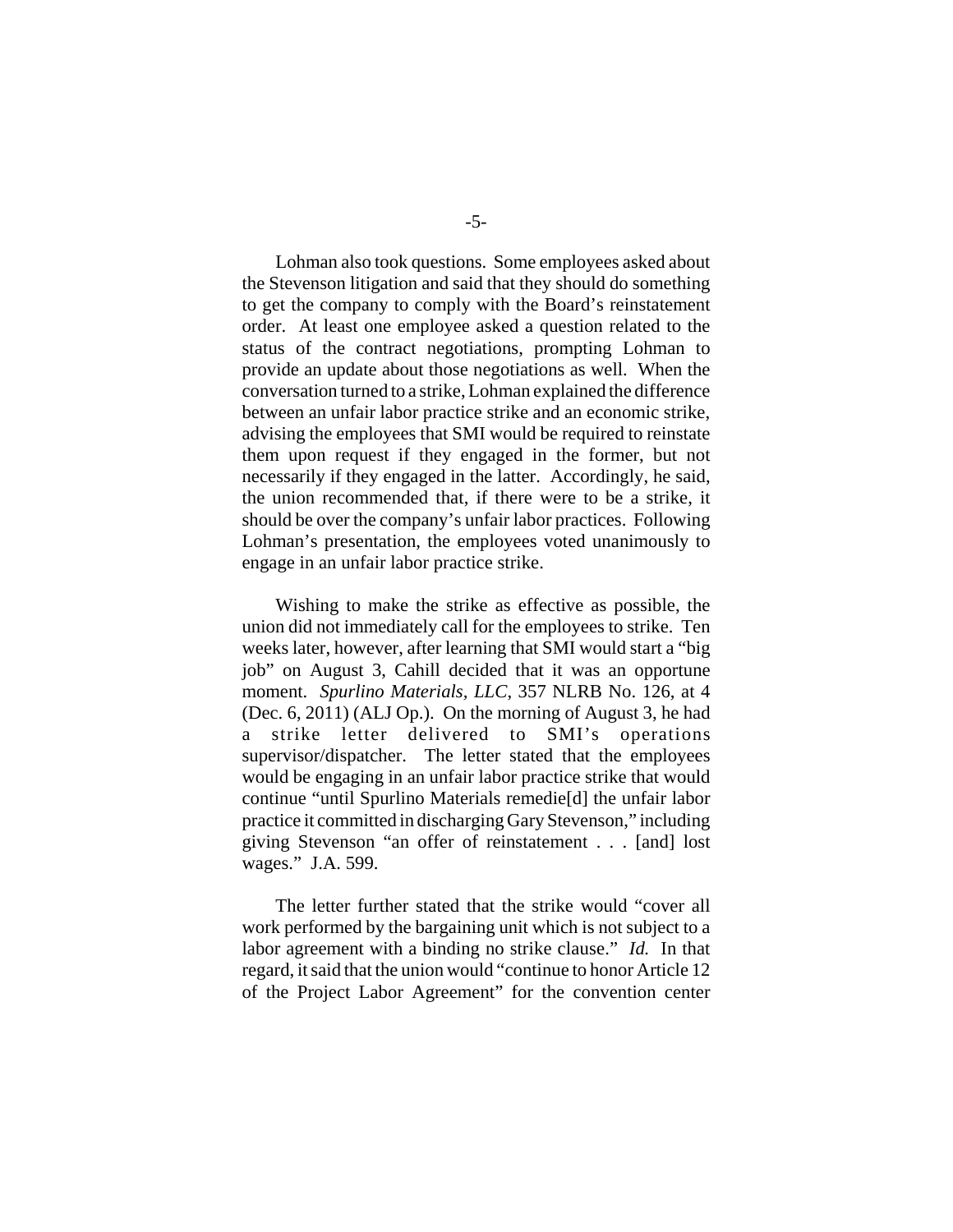Lohman also took questions. Some employees asked about the Stevenson litigation and said that they should do something to get the company to comply with the Board's reinstatement order. At least one employee asked a question related to the status of the contract negotiations, prompting Lohman to provide an update about those negotiations as well. When the conversation turned to a strike, Lohman explained the difference between an unfair labor practice strike and an economic strike, advising the employees that SMI would be required to reinstate them upon request if they engaged in the former, but not necessarily if they engaged in the latter. Accordingly, he said, the union recommended that, if there were to be a strike, it should be over the company's unfair labor practices. Following Lohman's presentation, the employees voted unanimously to engage in an unfair labor practice strike.

Wishing to make the strike as effective as possible, the union did not immediately call for the employees to strike. Ten weeks later, however, after learning that SMI would start a "big job" on August 3, Cahill decided that it was an opportune moment. *Spurlino Materials, LLC*, 357 NLRB No. 126, at 4 (Dec. 6, 2011) (ALJ Op.). On the morning of August 3, he had a strike letter delivered to SMI's operations supervisor/dispatcher. The letter stated that the employees would be engaging in an unfair labor practice strike that would continue "until Spurlino Materials remedie[d] the unfair labor practice it committed in discharging Gary Stevenson," including giving Stevenson "an offer of reinstatement . . . [and] lost wages." J.A. 599.

The letter further stated that the strike would "cover all work performed by the bargaining unit which is not subject to a labor agreement with a binding no strike clause." *Id.* In that regard, it said that the union would "continue to honor Article 12 of the Project Labor Agreement" for the convention center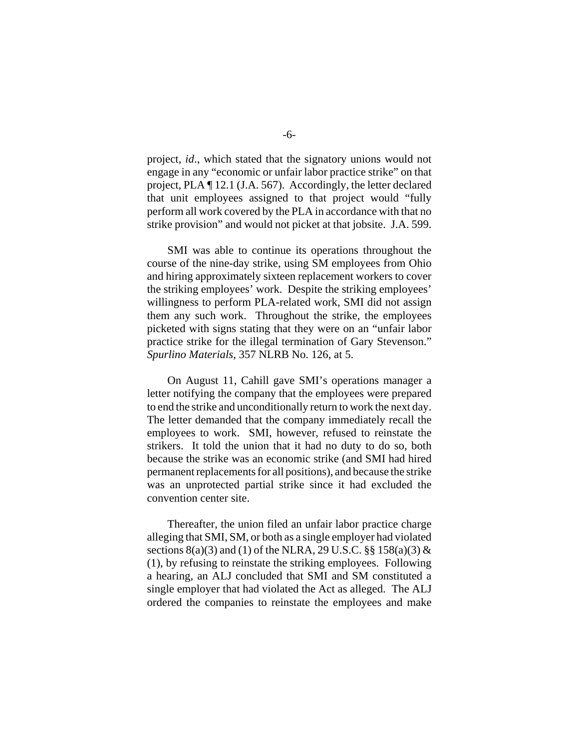project, *id*., which stated that the signatory unions would not engage in any "economic or unfair labor practice strike" on that project, PLA ¶ 12.1 (J.A. 567). Accordingly, the letter declared that unit employees assigned to that project would "fully perform all work covered by the PLA in accordance with that no strike provision" and would not picket at that jobsite. J.A. 599.

SMI was able to continue its operations throughout the course of the nine-day strike, using SM employees from Ohio and hiring approximately sixteen replacement workers to cover the striking employees' work. Despite the striking employees' willingness to perform PLA-related work, SMI did not assign them any such work. Throughout the strike, the employees picketed with signs stating that they were on an "unfair labor practice strike for the illegal termination of Gary Stevenson." *Spurlino Materials*, 357 NLRB No. 126, at 5.

On August 11, Cahill gave SMI's operations manager a letter notifying the company that the employees were prepared to end the strike and unconditionally return to work the next day. The letter demanded that the company immediately recall the employees to work. SMI, however, refused to reinstate the strikers. It told the union that it had no duty to do so, both because the strike was an economic strike (and SMI had hired permanent replacements for all positions), and because the strike was an unprotected partial strike since it had excluded the convention center site.

Thereafter, the union filed an unfair labor practice charge alleging that SMI, SM, or both as a single employer had violated sections 8(a)(3) and (1) of the NLRA, 29 U.S.C. §§ 158(a)(3) & (1), by refusing to reinstate the striking employees. Following a hearing, an ALJ concluded that SMI and SM constituted a single employer that had violated the Act as alleged. The ALJ ordered the companies to reinstate the employees and make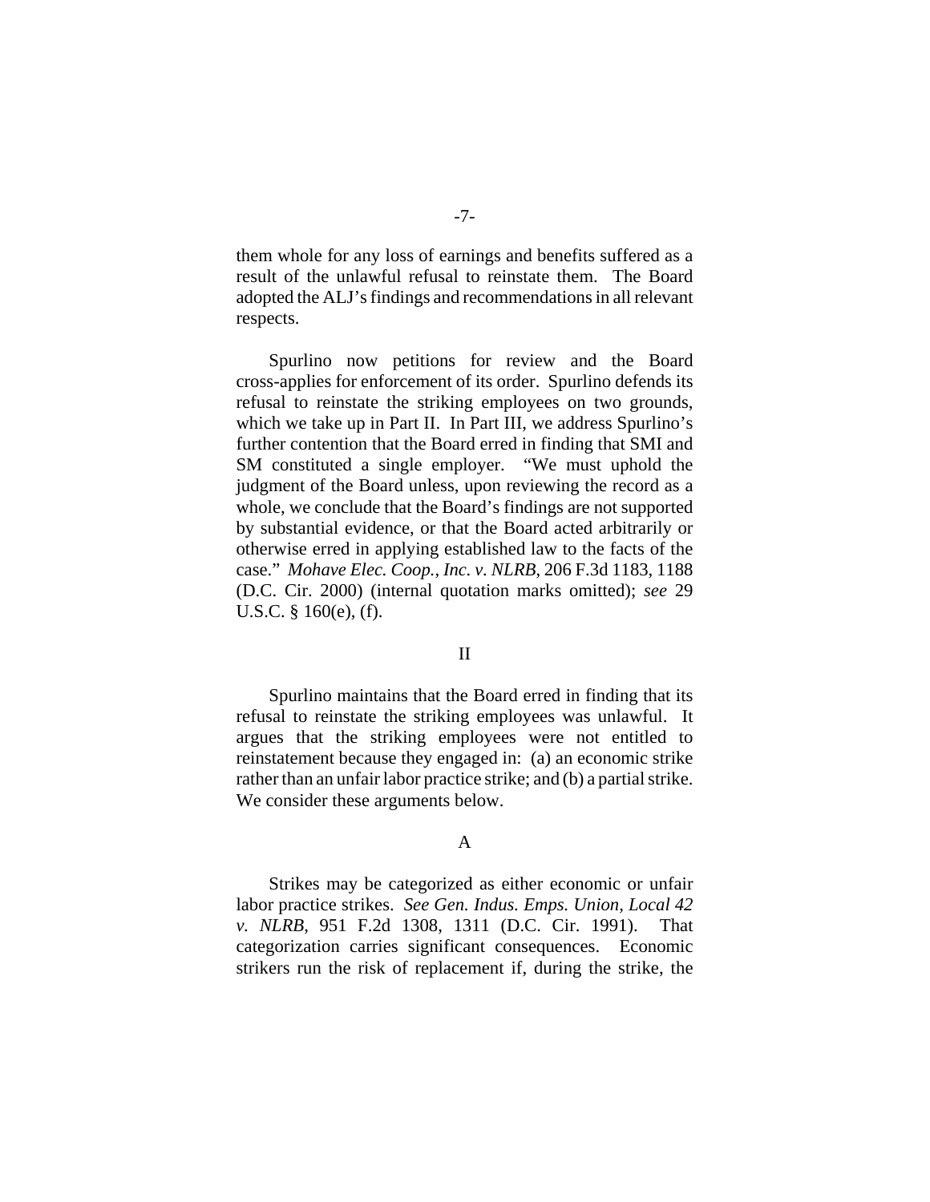them whole for any loss of earnings and benefits suffered as a result of the unlawful refusal to reinstate them. The Board adopted the ALJ's findings and recommendations in all relevant respects.

Spurlino now petitions for review and the Board cross-applies for enforcement of its order. Spurlino defends its refusal to reinstate the striking employees on two grounds, which we take up in Part II. In Part III, we address Spurlino's further contention that the Board erred in finding that SMI and SM constituted a single employer. "We must uphold the judgment of the Board unless, upon reviewing the record as a whole, we conclude that the Board's findings are not supported by substantial evidence, or that the Board acted arbitrarily or otherwise erred in applying established law to the facts of the case." *Mohave Elec. Coop., Inc. v. NLRB*, 206 F.3d 1183, 1188 (D.C. Cir. 2000) (internal quotation marks omitted); *see* 29 U.S.C. § 160(e), (f).

## II

Spurlino maintains that the Board erred in finding that its refusal to reinstate the striking employees was unlawful. It argues that the striking employees were not entitled to reinstatement because they engaged in: (a) an economic strike rather than an unfair labor practice strike; and (b) a partial strike. We consider these arguments below.

### A

Strikes may be categorized as either economic or unfair labor practice strikes. *See Gen. Indus. Emps. Union, Local 42 v. NLRB*, 951 F.2d 1308, 1311 (D.C. Cir. 1991). That categorization carries significant consequences. Economic strikers run the risk of replacement if, during the strike, the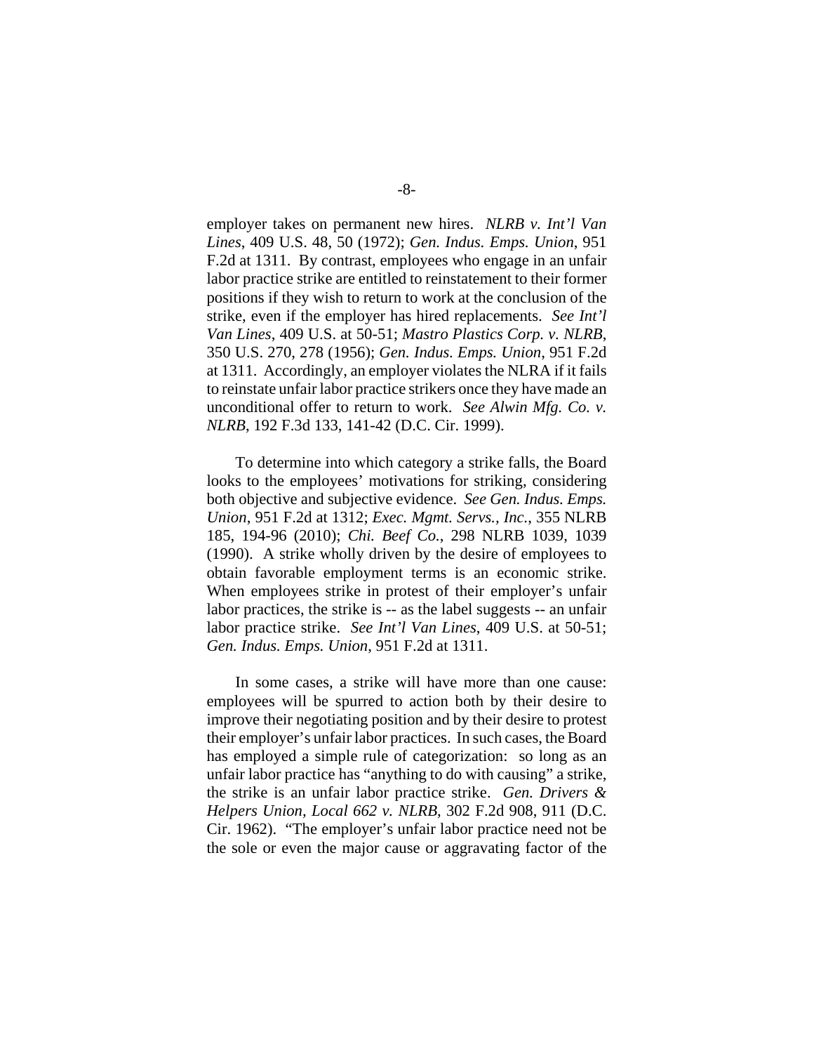employer takes on permanent new hires. *NLRB v. Int'l Van Lines*, 409 U.S. 48, 50 (1972); *Gen. Indus. Emps. Union*, 951 F.2d at 1311. By contrast, employees who engage in an unfair labor practice strike are entitled to reinstatement to their former positions if they wish to return to work at the conclusion of the strike, even if the employer has hired replacements. *See Int'l Van Lines*, 409 U.S. at 50-51; *Mastro Plastics Corp. v. NLRB*, 350 U.S. 270, 278 (1956); *Gen. Indus. Emps. Union*, 951 F.2d at 1311. Accordingly, an employer violates the NLRA if it fails to reinstate unfair labor practice strikers once they have made an unconditional offer to return to work. *See Alwin Mfg. Co. v. NLRB*, 192 F.3d 133, 141-42 (D.C. Cir. 1999).

To determine into which category a strike falls, the Board looks to the employees' motivations for striking, considering both objective and subjective evidence. *See Gen. Indus. Emps. Union*, 951 F.2d at 1312; *Exec. Mgmt. Servs., Inc.*, 355 NLRB 185, 194-96 (2010); *Chi. Beef Co.*, 298 NLRB 1039, 1039 (1990). A strike wholly driven by the desire of employees to obtain favorable employment terms is an economic strike. When employees strike in protest of their employer's unfair labor practices, the strike is -- as the label suggests -- an unfair labor practice strike. *See Int'l Van Lines*, 409 U.S. at 50-51; *Gen. Indus. Emps. Union*, 951 F.2d at 1311.

In some cases, a strike will have more than one cause: employees will be spurred to action both by their desire to improve their negotiating position and by their desire to protest their employer's unfair labor practices. In such cases, the Board has employed a simple rule of categorization: so long as an unfair labor practice has "anything to do with causing" a strike, the strike is an unfair labor practice strike. *Gen. Drivers & Helpers Union, Local 662 v. NLRB*, 302 F.2d 908, 911 (D.C. Cir. 1962). "The employer's unfair labor practice need not be the sole or even the major cause or aggravating factor of the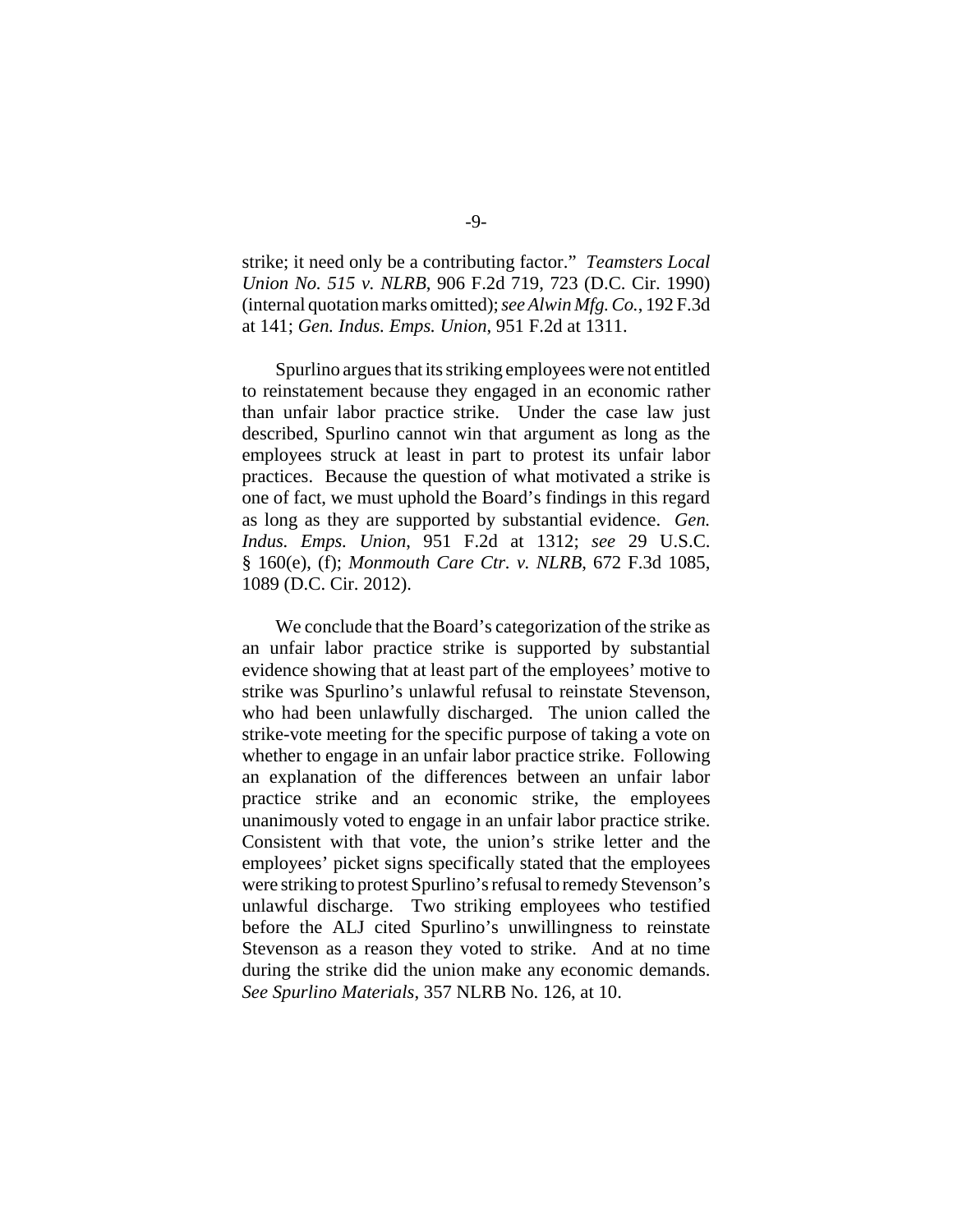strike; it need only be a contributing factor." *Teamsters Local Union No. 515 v. NLRB*, 906 F.2d 719, 723 (D.C. Cir. 1990) (internal quotation marks omitted); *see Alwin Mfg. Co.*, 192 F.3d at 141; *Gen. Indus. Emps. Union*, 951 F.2d at 1311.

Spurlino argues that its striking employees were not entitled to reinstatement because they engaged in an economic rather than unfair labor practice strike. Under the case law just described, Spurlino cannot win that argument as long as the employees struck at least in part to protest its unfair labor practices. Because the question of what motivated a strike is one of fact, we must uphold the Board's findings in this regard as long as they are supported by substantial evidence. *Gen. Indus. Emps. Union*, 951 F.2d at 1312; *see* 29 U.S.C. § 160(e), (f); *Monmouth Care Ctr. v. NLRB*, 672 F.3d 1085, 1089 (D.C. Cir. 2012).

We conclude that the Board's categorization of the strike as an unfair labor practice strike is supported by substantial evidence showing that at least part of the employees' motive to strike was Spurlino's unlawful refusal to reinstate Stevenson, who had been unlawfully discharged. The union called the strike-vote meeting for the specific purpose of taking a vote on whether to engage in an unfair labor practice strike. Following an explanation of the differences between an unfair labor practice strike and an economic strike, the employees unanimously voted to engage in an unfair labor practice strike. Consistent with that vote, the union's strike letter and the employees' picket signs specifically stated that the employees were striking to protest Spurlino's refusal to remedy Stevenson's unlawful discharge. Two striking employees who testified before the ALJ cited Spurlino's unwillingness to reinstate Stevenson as a reason they voted to strike. And at no time during the strike did the union make any economic demands. *See Spurlino Materials*, 357 NLRB No. 126, at 10.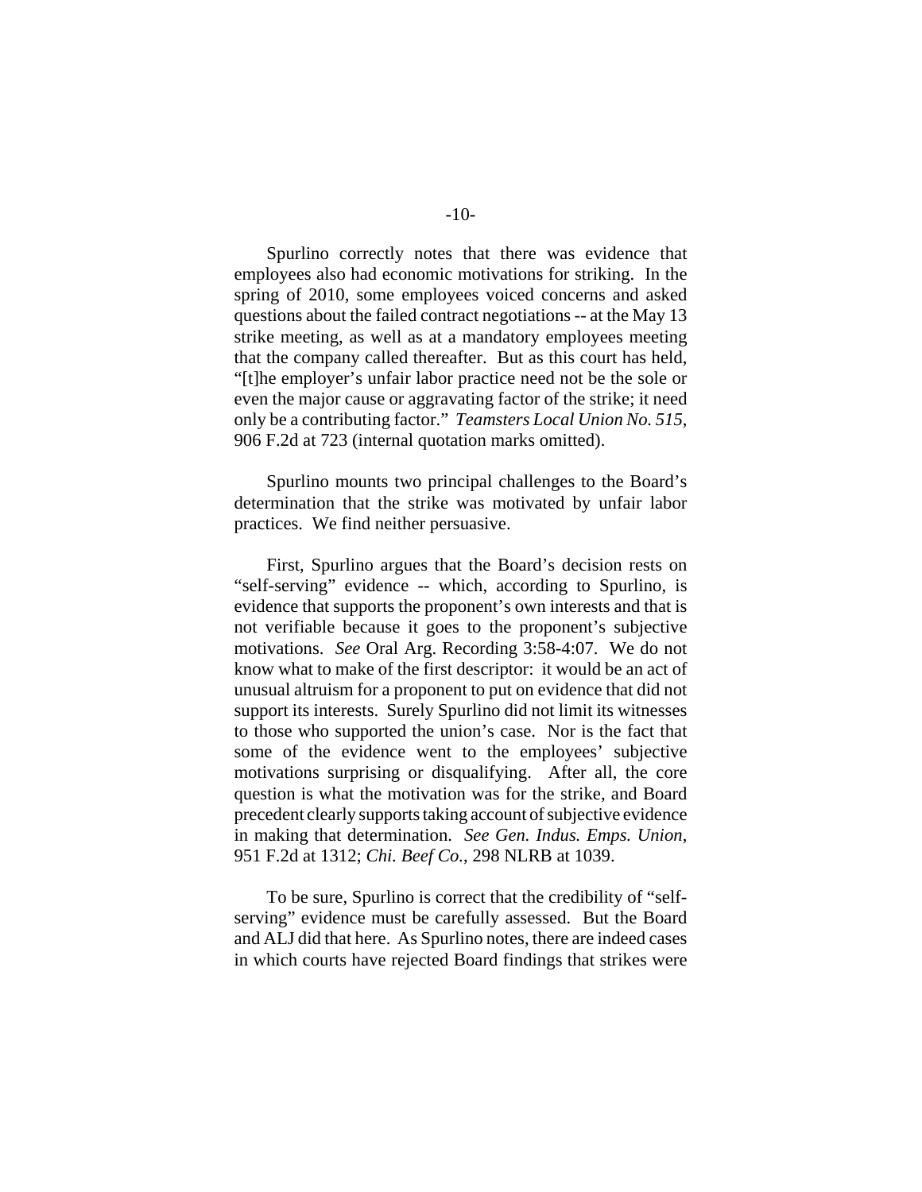Spurlino correctly notes that there was evidence that employees also had economic motivations for striking. In the spring of 2010, some employees voiced concerns and asked questions about the failed contract negotiations -- at the May 13 strike meeting, as well as at a mandatory employees meeting that the company called thereafter. But as this court has held, "[t]he employer's unfair labor practice need not be the sole or even the major cause or aggravating factor of the strike; it need only be a contributing factor." *Teamsters Local Union No. 515*, 906 F.2d at 723 (internal quotation marks omitted).

Spurlino mounts two principal challenges to the Board's determination that the strike was motivated by unfair labor practices. We find neither persuasive.

First, Spurlino argues that the Board's decision rests on "self-serving" evidence -- which, according to Spurlino, is evidence that supports the proponent's own interests and that is not verifiable because it goes to the proponent's subjective motivations. *See* Oral Arg. Recording 3:58-4:07. We do not know what to make of the first descriptor: it would be an act of unusual altruism for a proponent to put on evidence that did not support its interests. Surely Spurlino did not limit its witnesses to those who supported the union's case. Nor is the fact that some of the evidence went to the employees' subjective motivations surprising or disqualifying. After all, the core question is what the motivation was for the strike, and Board precedent clearly supports taking account of subjective evidence in making that determination. *See Gen. Indus. Emps. Union*, 951 F.2d at 1312; *Chi. Beef Co.*, 298 NLRB at 1039.

To be sure, Spurlino is correct that the credibility of "self-serving" evidence must be carefully assessed. But the Board and ALJ did that here. As Spurlino notes, there are indeed cases in which courts have rejected Board findings that strikes were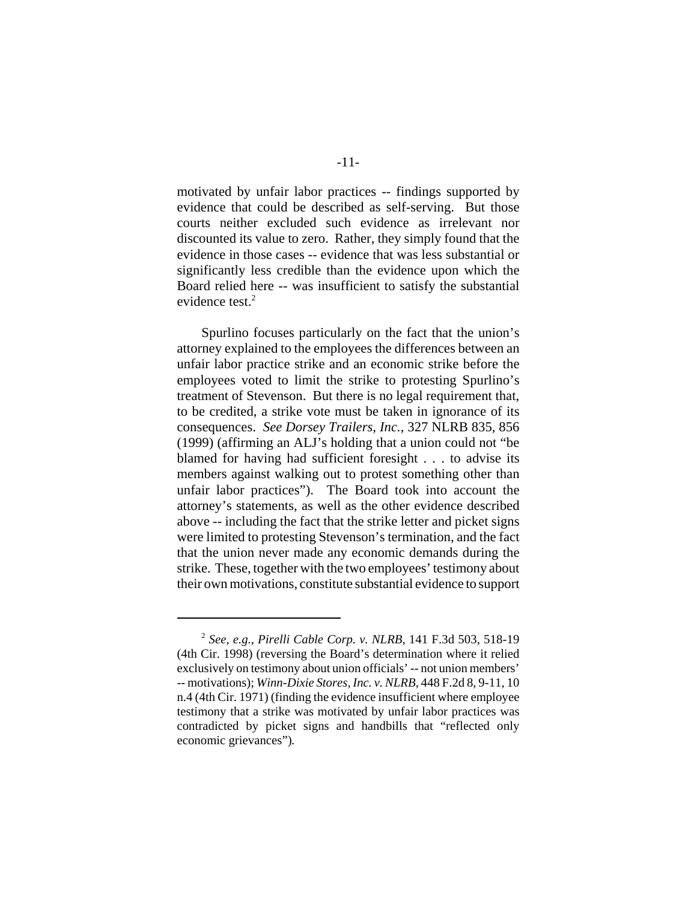motivated by unfair labor practices -- findings supported by evidence that could be described as self-serving. But those courts neither excluded such evidence as irrelevant nor discounted its value to zero. Rather, they simply found that the evidence in those cases -- evidence that was less substantial or significantly less credible than the evidence upon which the Board relied here -- was insufficient to satisfy the substantial evidence test.[2]

Spurlino focuses particularly on the fact that the union's attorney explained to the employees the differences between an unfair labor practice strike and an economic strike before the employees voted to limit the strike to protesting Spurlino's treatment of Stevenson. But there is no legal requirement that, to be credited, a strike vote must be taken in ignorance of its consequences. *See Dorsey Trailers, Inc.*, 327 NLRB 835, 856 (1999) (affirming an ALJ's holding that a union could not "be blamed for having had sufficient foresight . . . to advise its members against walking out to protest something other than unfair labor practices"). The Board took into account the attorney's statements, as well as the other evidence described above -- including the fact that the strike letter and picket signs were limited to protesting Stevenson's termination, and the fact that the union never made any economic demands during the strike. These, together with the two employees' testimony about their own motivations, constitute substantial evidence to support

---

[2] *See, e.g.*, *Pirelli Cable Corp. v. NLRB*, 141 F.3d 503, 518-19 (4th Cir. 1998) (reversing the Board's determination where it relied exclusively on testimony about union officials' -- not union members' -- motivations); *Winn-Dixie Stores, Inc. v. NLRB*, 448 F.2d 8, 9-11, 10 n.4 (4th Cir. 1971) (finding the evidence insufficient where employee testimony that a strike was motivated by unfair labor practices was contradicted by picket signs and handbills that "reflected only economic grievances").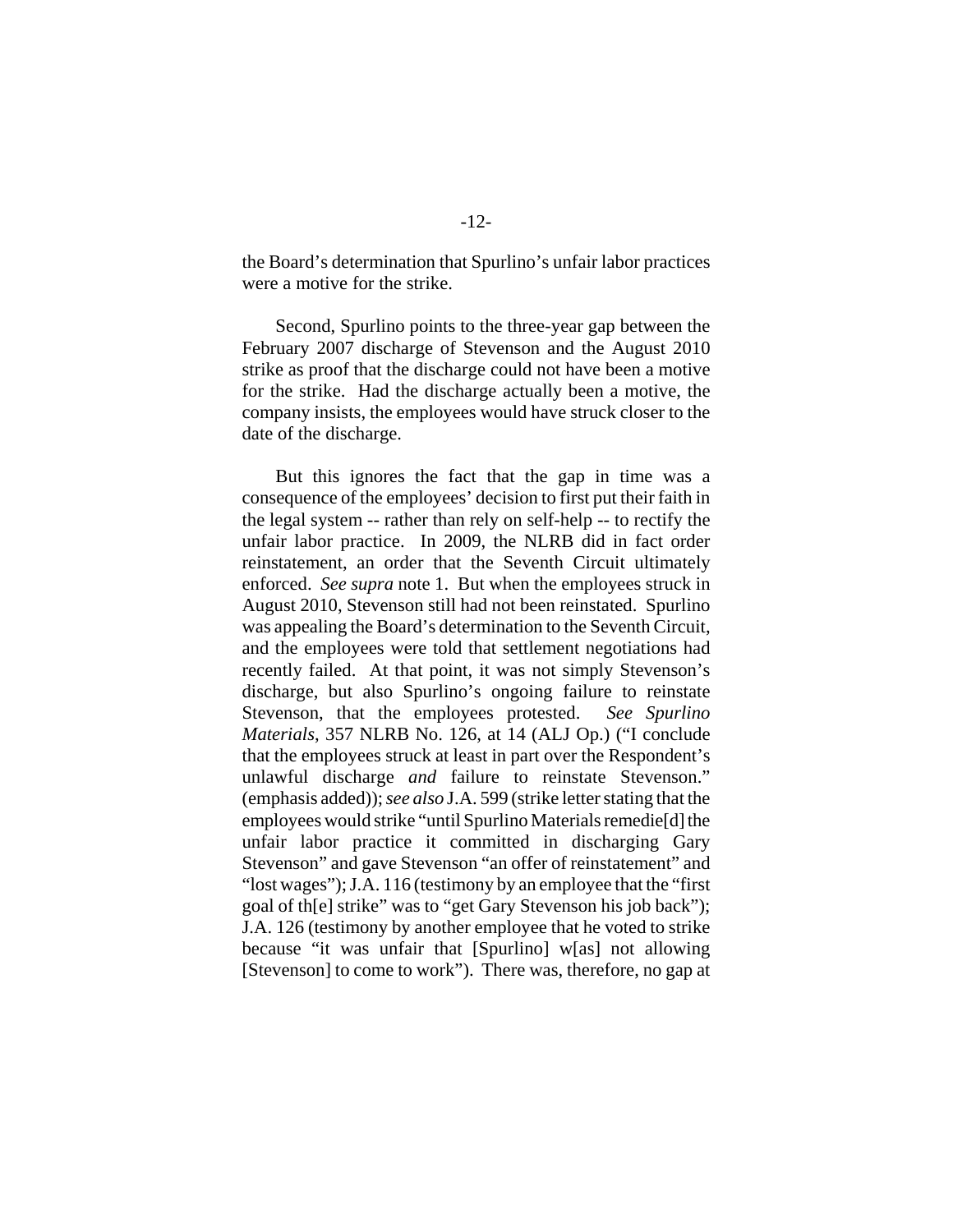the Board's determination that Spurlino's unfair labor practices were a motive for the strike.

Second, Spurlino points to the three-year gap between the February 2007 discharge of Stevenson and the August 2010 strike as proof that the discharge could not have been a motive for the strike. Had the discharge actually been a motive, the company insists, the employees would have struck closer to the date of the discharge.

But this ignores the fact that the gap in time was a consequence of the employees' decision to first put their faith in the legal system -- rather than rely on self-help -- to rectify the unfair labor practice. In 2009, the NLRB did in fact order reinstatement, an order that the Seventh Circuit ultimately enforced. *See supra* note 1. But when the employees struck in August 2010, Stevenson still had not been reinstated. Spurlino was appealing the Board's determination to the Seventh Circuit, and the employees were told that settlement negotiations had recently failed. At that point, it was not simply Stevenson's discharge, but also Spurlino's ongoing failure to reinstate Stevenson, that the employees protested. *See Spurlino Materials*, 357 NLRB No. 126, at 14 (ALJ Op.) ("I conclude that the employees struck at least in part over the Respondent's unlawful discharge *and* failure to reinstate Stevenson." (emphasis added)); *see also* J.A. 599 (strike letter stating that the employees would strike "until Spurlino Materials remedie[d] the unfair labor practice it committed in discharging Gary Stevenson" and gave Stevenson "an offer of reinstatement" and "lost wages"); J.A. 116 (testimony by an employee that the "first goal of th[e] strike" was to "get Gary Stevenson his job back"); J.A. 126 (testimony by another employee that he voted to strike because "it was unfair that [Spurlino] w[as] not allowing [Stevenson] to come to work"). There was, therefore, no gap at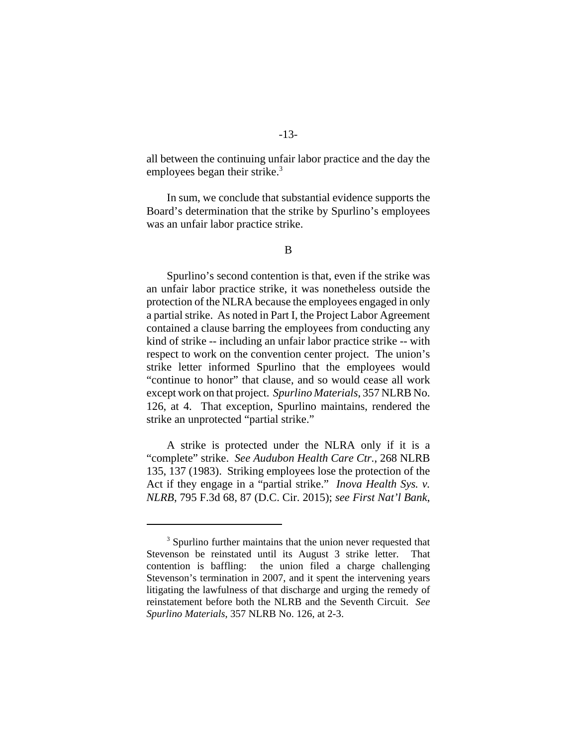all between the continuing unfair labor practice and the day the employees began their strike.[3]

In sum, we conclude that substantial evidence supports the Board's determination that the strike by Spurlino's employees was an unfair labor practice strike.

B

Spurlino's second contention is that, even if the strike was an unfair labor practice strike, it was nonetheless outside the protection of the NLRA because the employees engaged in only a partial strike. As noted in Part I, the Project Labor Agreement contained a clause barring the employees from conducting any kind of strike -- including an unfair labor practice strike -- with respect to work on the convention center project. The union's strike letter informed Spurlino that the employees would "continue to honor" that clause, and so would cease all work except work on that project. *Spurlino Materials*, 357 NLRB No. 126, at 4. That exception, Spurlino maintains, rendered the strike an unprotected "partial strike."

A strike is protected under the NLRA only if it is a "complete" strike. *See Audubon Health Care Ctr.*, 268 NLRB 135, 137 (1983). Striking employees lose the protection of the Act if they engage in a "partial strike." *Inova Health Sys. v. NLRB*, 795 F.3d 68, 87 (D.C. Cir. 2015); *see First Nat'l Bank*,

---

[3] Spurlino further maintains that the union never requested that Stevenson be reinstated until its August 3 strike letter. That contention is baffling: the union filed a charge challenging Stevenson's termination in 2007, and it spent the intervening years litigating the lawfulness of that discharge and urging the remedy of reinstatement before both the NLRB and the Seventh Circuit. *See Spurlino Materials*, 357 NLRB No. 126, at 2-3.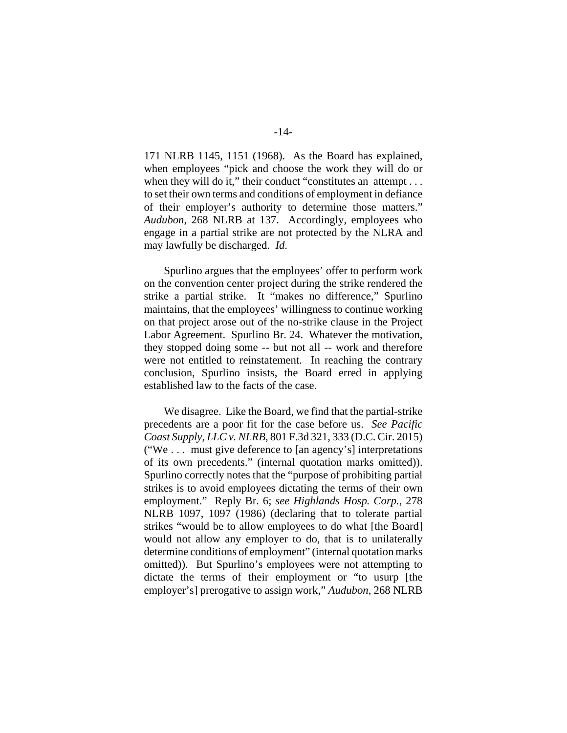171 NLRB 1145, 1151 (1968). As the Board has explained, when employees "pick and choose the work they will do or when they will do it," their conduct "constitutes an attempt . . . to set their own terms and conditions of employment in defiance of their employer's authority to determine those matters." *Audubon*, 268 NLRB at 137. Accordingly, employees who engage in a partial strike are not protected by the NLRA and may lawfully be discharged. *Id*.

Spurlino argues that the employees' offer to perform work on the convention center project during the strike rendered the strike a partial strike. It "makes no difference," Spurlino maintains, that the employees' willingness to continue working on that project arose out of the no-strike clause in the Project Labor Agreement. Spurlino Br. 24. Whatever the motivation, they stopped doing some -- but not all -- work and therefore were not entitled to reinstatement. In reaching the contrary conclusion, Spurlino insists, the Board erred in applying established law to the facts of the case.

We disagree. Like the Board, we find that the partial-strike precedents are a poor fit for the case before us. *See Pacific Coast Supply, LLC v. NLRB*, 801 F.3d 321, 333 (D.C. Cir. 2015) ("We . . . must give deference to [an agency's] interpretations of its own precedents." (internal quotation marks omitted)). Spurlino correctly notes that the "purpose of prohibiting partial strikes is to avoid employees dictating the terms of their own employment." Reply Br. 6; *see Highlands Hosp. Corp.*, 278 NLRB 1097, 1097 (1986) (declaring that to tolerate partial strikes "would be to allow employees to do what [the Board] would not allow any employer to do, that is to unilaterally determine conditions of employment" (internal quotation marks omitted)). But Spurlino's employees were not attempting to dictate the terms of their employment or "to usurp [the employer's] prerogative to assign work," *Audubon*, 268 NLRB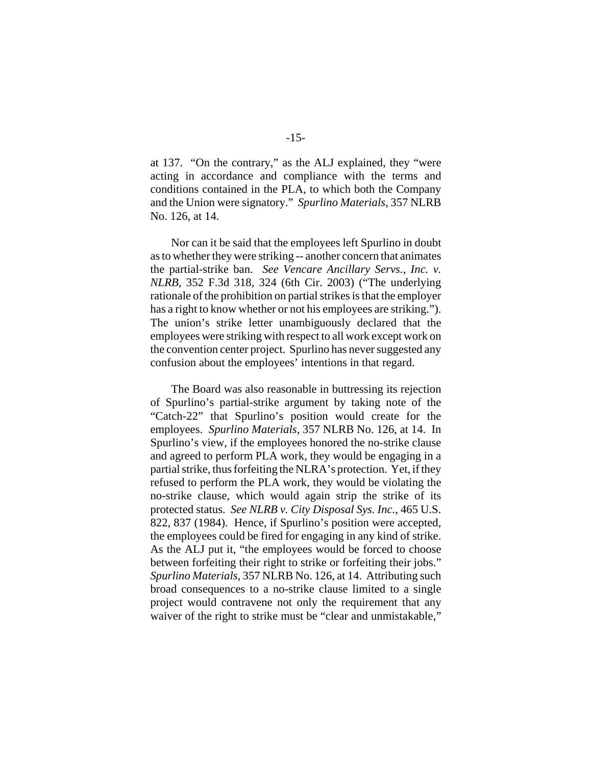at 137. "On the contrary," as the ALJ explained, they "were acting in accordance and compliance with the terms and conditions contained in the PLA, to which both the Company and the Union were signatory." *Spurlino Materials*, 357 NLRB No. 126, at 14.

Nor can it be said that the employees left Spurlino in doubt as to whether they were striking -- another concern that animates the partial-strike ban. *See Vencare Ancillary Servs., Inc. v. NLRB*, 352 F.3d 318, 324 (6th Cir. 2003) ("The underlying rationale of the prohibition on partial strikes is that the employer has a right to know whether or not his employees are striking."). The union's strike letter unambiguously declared that the employees were striking with respect to all work except work on the convention center project. Spurlino has never suggested any confusion about the employees' intentions in that regard.

The Board was also reasonable in buttressing its rejection of Spurlino's partial-strike argument by taking note of the "Catch-22" that Spurlino's position would create for the employees. *Spurlino Materials*, 357 NLRB No. 126, at 14. In Spurlino's view, if the employees honored the no-strike clause and agreed to perform PLA work, they would be engaging in a partial strike, thus forfeiting the NLRA's protection. Yet, if they refused to perform the PLA work, they would be violating the no-strike clause, which would again strip the strike of its protected status. *See NLRB v. City Disposal Sys. Inc.*, 465 U.S. 822, 837 (1984). Hence, if Spurlino's position were accepted, the employees could be fired for engaging in any kind of strike. As the ALJ put it, "the employees would be forced to choose between forfeiting their right to strike or forfeiting their jobs." *Spurlino Materials*, 357 NLRB No. 126, at 14. Attributing such broad consequences to a no-strike clause limited to a single project would contravene not only the requirement that any waiver of the right to strike must be "clear and unmistakable,"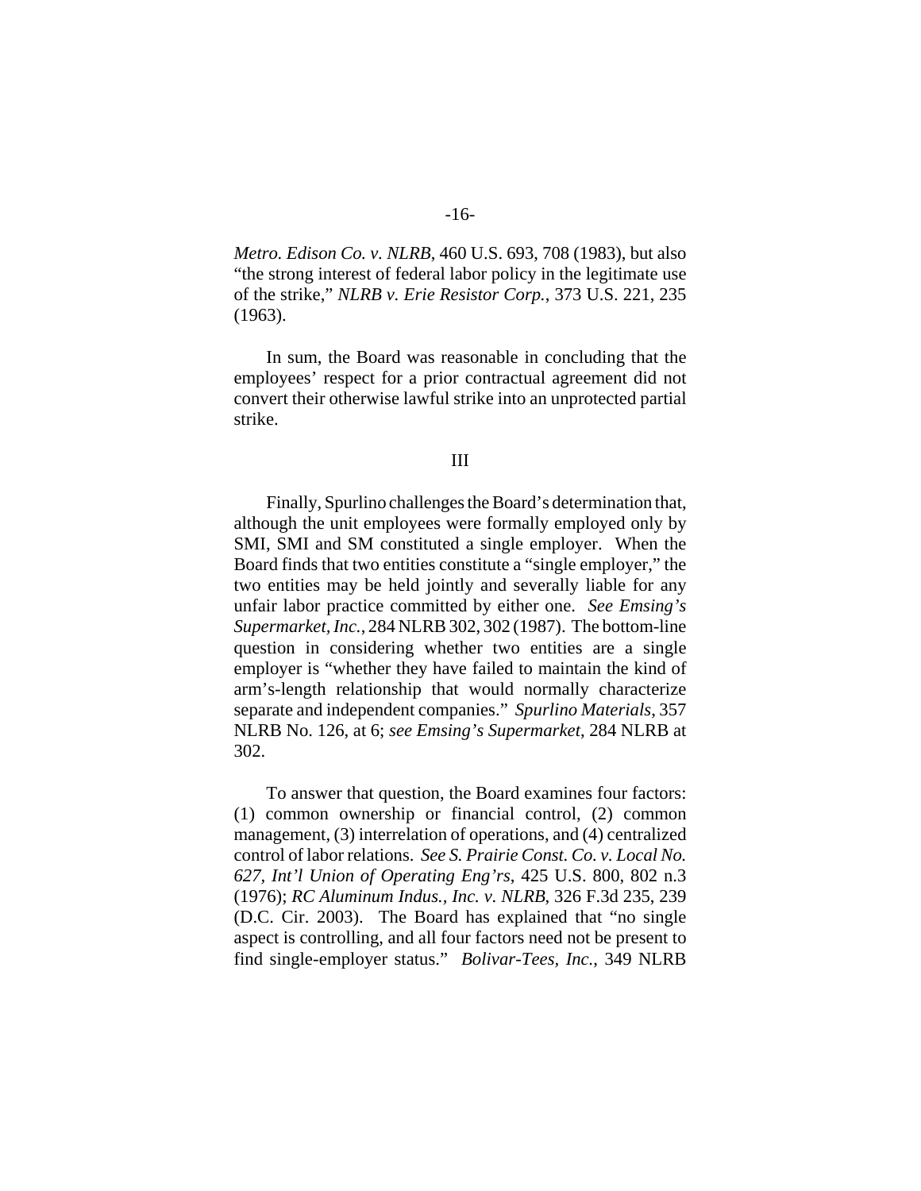*Metro. Edison Co. v. NLRB*, 460 U.S. 693, 708 (1983), but also "the strong interest of federal labor policy in the legitimate use of the strike," *NLRB v. Erie Resistor Corp.*, 373 U.S. 221, 235 (1963).

In sum, the Board was reasonable in concluding that the employees' respect for a prior contractual agreement did not convert their otherwise lawful strike into an unprotected partial strike.

III

Finally, Spurlino challenges the Board's determination that, although the unit employees were formally employed only by SMI, SMI and SM constituted a single employer. When the Board finds that two entities constitute a "single employer," the two entities may be held jointly and severally liable for any unfair labor practice committed by either one. *See Emsing's Supermarket, Inc.*, 284 NLRB 302, 302 (1987). The bottom-line question in considering whether two entities are a single employer is "whether they have failed to maintain the kind of arm's-length relationship that would normally characterize separate and independent companies." *Spurlino Materials*, 357 NLRB No. 126, at 6; *see Emsing's Supermarket*, 284 NLRB at 302.

To answer that question, the Board examines four factors: (1) common ownership or financial control, (2) common management, (3) interrelation of operations, and (4) centralized control of labor relations. *See S. Prairie Const. Co. v. Local No. 627, Int'l Union of Operating Eng'rs*, 425 U.S. 800, 802 n.3 (1976); *RC Aluminum Indus., Inc. v. NLRB*, 326 F.3d 235, 239 (D.C. Cir. 2003). The Board has explained that "no single aspect is controlling, and all four factors need not be present to find single-employer status." *Bolivar-Tees, Inc.*, 349 NLRB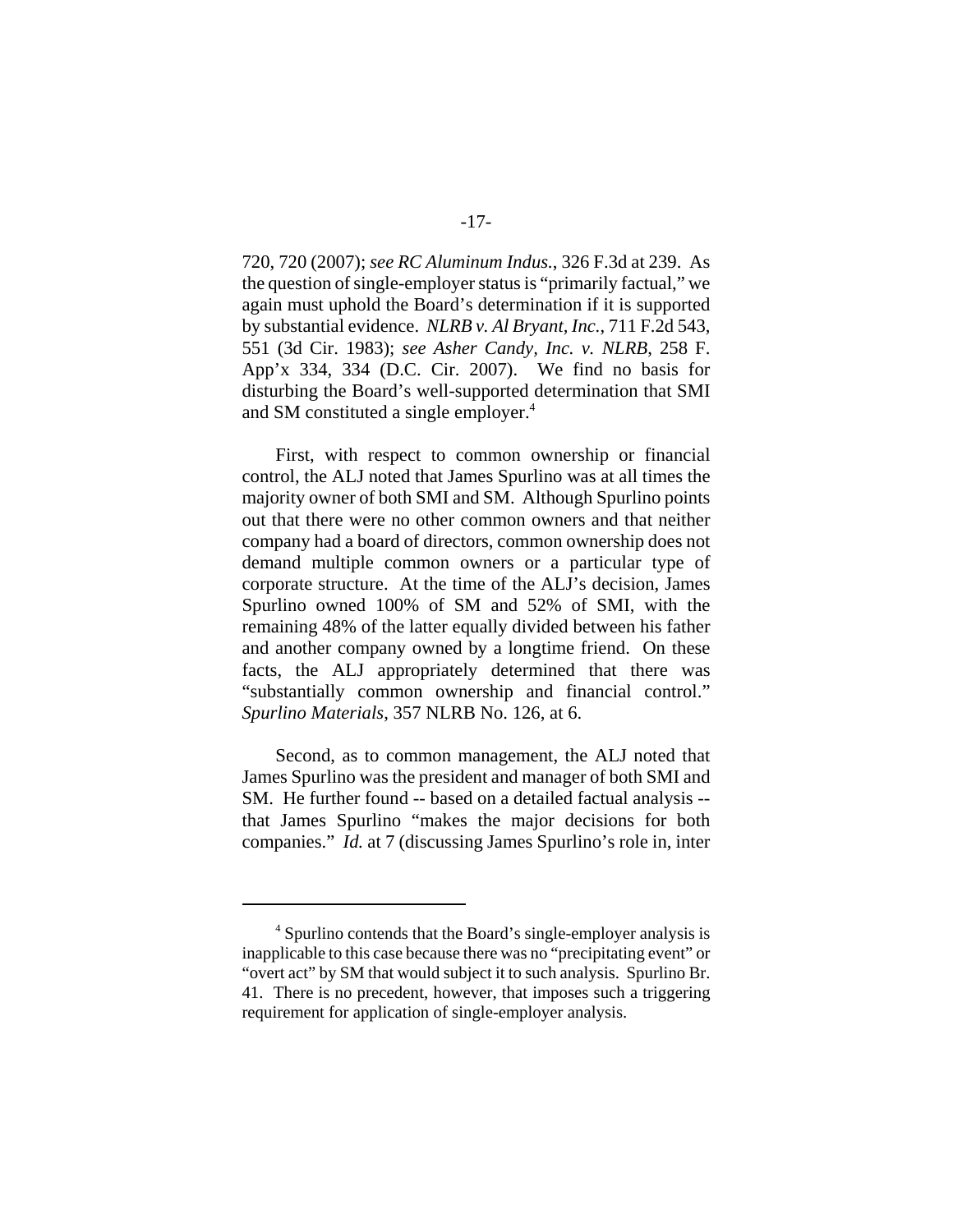720, 720 (2007); *see RC Aluminum Indus.*, 326 F.3d at 239. As the question of single-employer status is "primarily factual," we again must uphold the Board's determination if it is supported by substantial evidence. *NLRB v. Al Bryant, Inc.*, 711 F.2d 543, 551 (3d Cir. 1983); *see Asher Candy, Inc. v. NLRB*, 258 F. App'x 334, 334 (D.C. Cir. 2007). We find no basis for disturbing the Board's well-supported determination that SMI and SM constituted a single employer.[4]

First, with respect to common ownership or financial control, the ALJ noted that James Spurlino was at all times the majority owner of both SMI and SM. Although Spurlino points out that there were no other common owners and that neither company had a board of directors, common ownership does not demand multiple common owners or a particular type of corporate structure. At the time of the ALJ's decision, James Spurlino owned 100% of SM and 52% of SMI, with the remaining 48% of the latter equally divided between his father and another company owned by a longtime friend. On these facts, the ALJ appropriately determined that there was "substantially common ownership and financial control." *Spurlino Materials*, 357 NLRB No. 126, at 6.

Second, as to common management, the ALJ noted that James Spurlino was the president and manager of both SMI and SM. He further found -- based on a detailed factual analysis -- that James Spurlino "makes the major decisions for both companies." *Id.* at 7 (discussing James Spurlino's role in, inter

---

[4] Spurlino contends that the Board's single-employer analysis is inapplicable to this case because there was no "precipitating event" or "overt act" by SM that would subject it to such analysis. Spurlino Br. 41. There is no precedent, however, that imposes such a triggering requirement for application of single-employer analysis.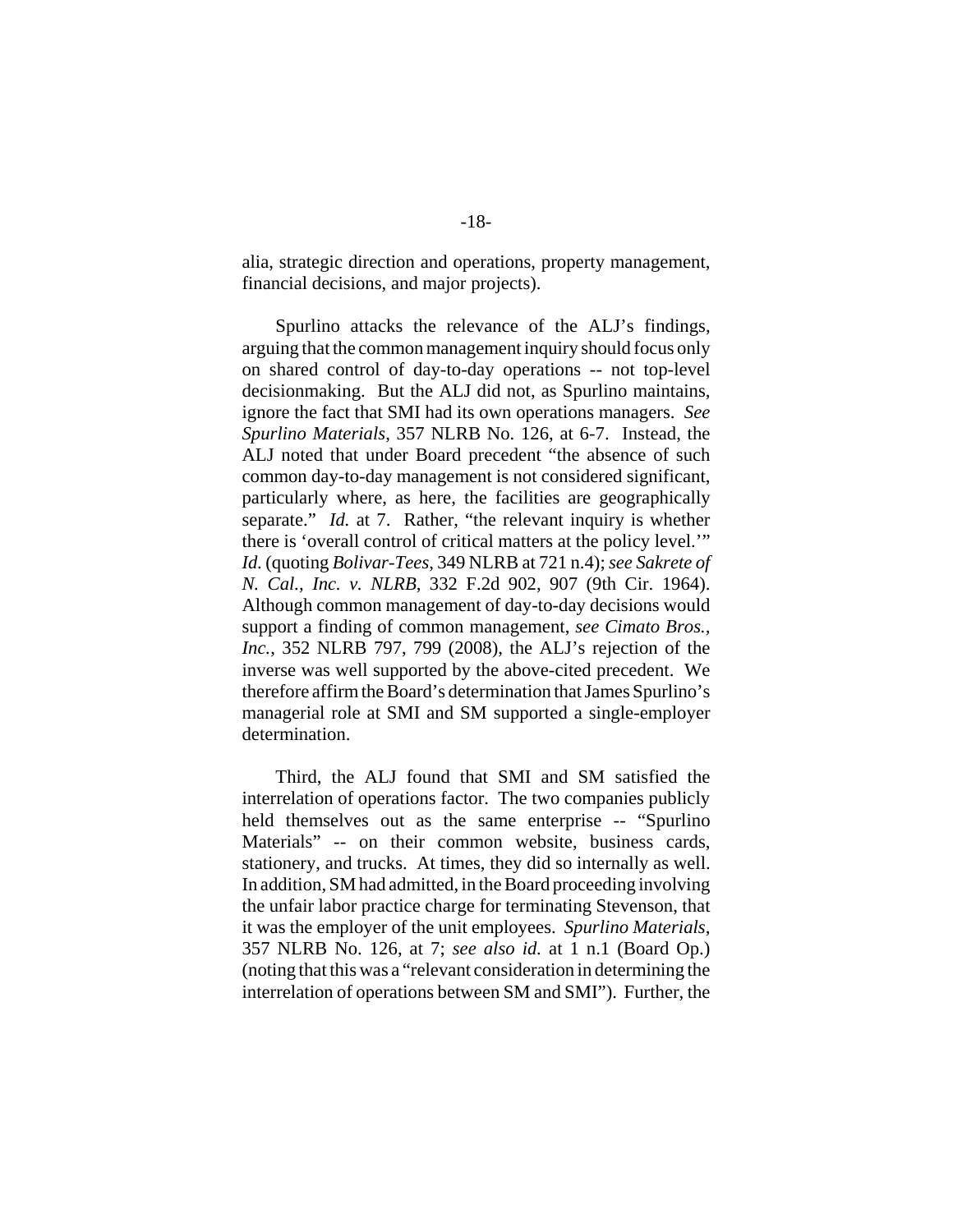alia, strategic direction and operations, property management, financial decisions, and major projects).

Spurlino attacks the relevance of the ALJ's findings, arguing that the common management inquiry should focus only on shared control of day-to-day operations -- not top-level decisionmaking. But the ALJ did not, as Spurlino maintains, ignore the fact that SMI had its own operations managers. *See Spurlino Materials*, 357 NLRB No. 126, at 6-7. Instead, the ALJ noted that under Board precedent "the absence of such common day-to-day management is not considered significant, particularly where, as here, the facilities are geographically separate." *Id.* at 7. Rather, "the relevant inquiry is whether there is 'overall control of critical matters at the policy level.'" *Id.* (quoting *Bolivar-Tees*, 349 NLRB at 721 n.4); *see Sakrete of N. Cal., Inc. v. NLRB*, 332 F.2d 902, 907 (9th Cir. 1964). Although common management of day-to-day decisions would support a finding of common management, *see Cimato Bros., Inc.*, 352 NLRB 797, 799 (2008), the ALJ's rejection of the inverse was well supported by the above-cited precedent. We therefore affirm the Board's determination that James Spurlino's managerial role at SMI and SM supported a single-employer determination.

Third, the ALJ found that SMI and SM satisfied the interrelation of operations factor. The two companies publicly held themselves out as the same enterprise -- "Spurlino Materials" -- on their common website, business cards, stationery, and trucks. At times, they did so internally as well. In addition, SM had admitted, in the Board proceeding involving the unfair labor practice charge for terminating Stevenson, that it was the employer of the unit employees. *Spurlino Materials*, 357 NLRB No. 126, at 7; *see also id.* at 1 n.1 (Board Op.) (noting that this was a "relevant consideration in determining the interrelation of operations between SM and SMI"). Further, the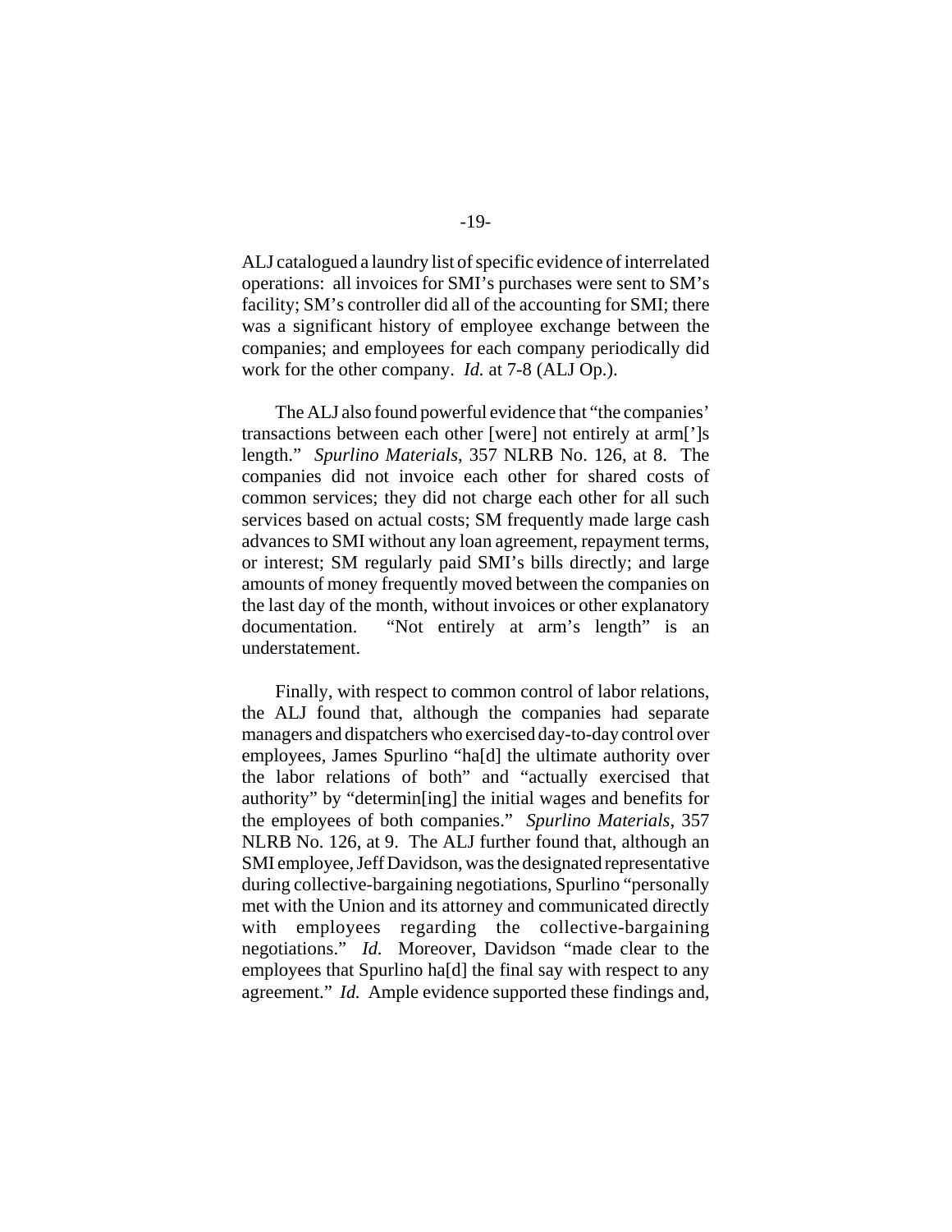ALJ catalogued a laundry list of specific evidence of interrelated operations: all invoices for SMI's purchases were sent to SM's facility; SM's controller did all of the accounting for SMI; there was a significant history of employee exchange between the companies; and employees for each company periodically did work for the other company. *Id.* at 7-8 (ALJ Op.).

The ALJ also found powerful evidence that "the companies' transactions between each other [were] not entirely at arm[']s length." *Spurlino Materials*, 357 NLRB No. 126, at 8. The companies did not invoice each other for shared costs of common services; they did not charge each other for all such services based on actual costs; SM frequently made large cash advances to SMI without any loan agreement, repayment terms, or interest; SM regularly paid SMI's bills directly; and large amounts of money frequently moved between the companies on the last day of the month, without invoices or other explanatory documentation. "Not entirely at arm's length" is an understatement.

Finally, with respect to common control of labor relations, the ALJ found that, although the companies had separate managers and dispatchers who exercised day-to-day control over employees, James Spurlino "ha[d] the ultimate authority over the labor relations of both" and "actually exercised that authority" by "determin[ing] the initial wages and benefits for the employees of both companies." *Spurlino Materials*, 357 NLRB No. 126, at 9. The ALJ further found that, although an SMI employee, Jeff Davidson, was the designated representative during collective-bargaining negotiations, Spurlino "personally met with the Union and its attorney and communicated directly with employees regarding the collective-bargaining negotiations." *Id.* Moreover, Davidson "made clear to the employees that Spurlino ha[d] the final say with respect to any agreement." *Id.* Ample evidence supported these findings and,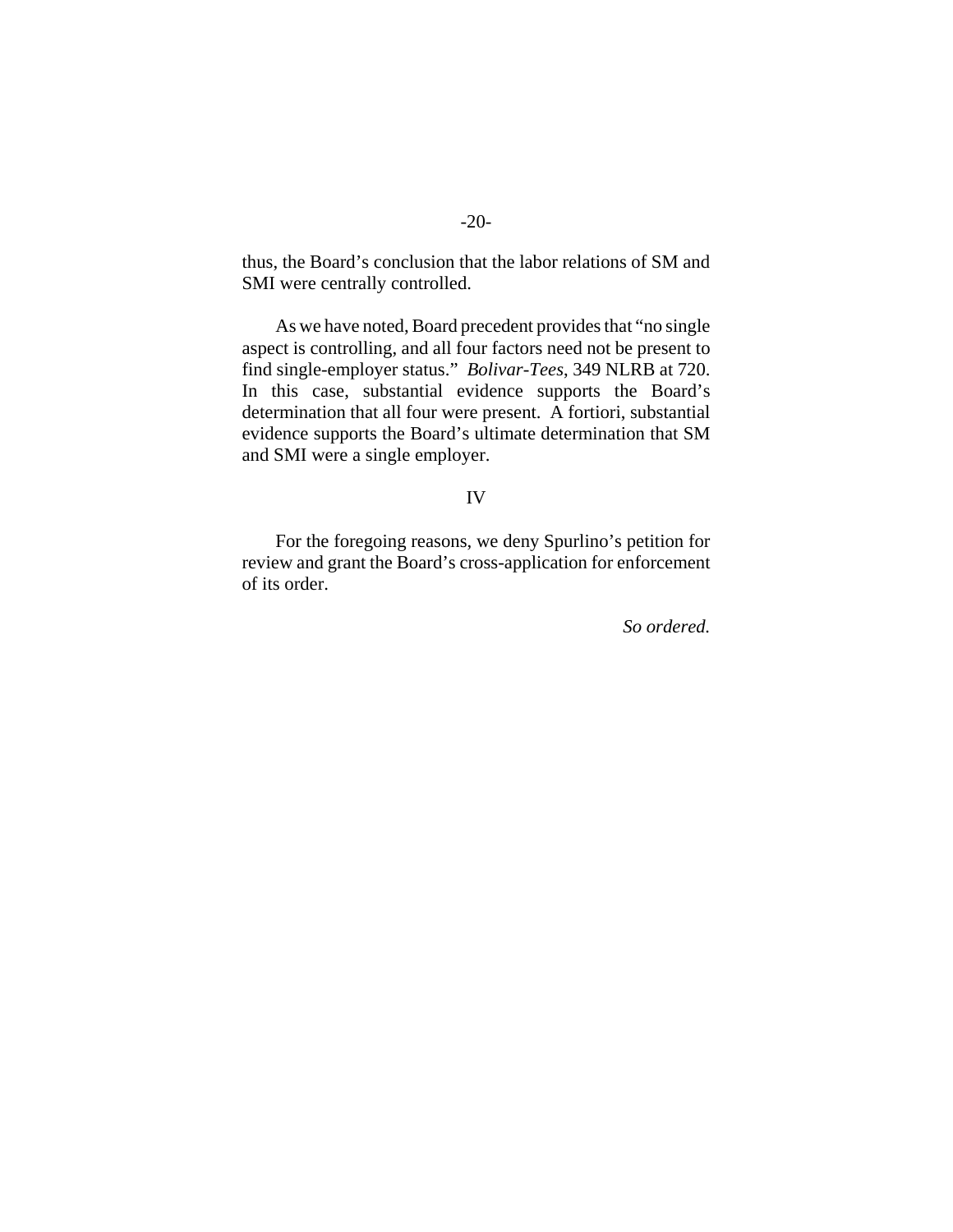thus, the Board's conclusion that the labor relations of SM and SMI were centrally controlled.

As we have noted, Board precedent provides that "no single aspect is controlling, and all four factors need not be present to find single-employer status." *Bolivar-Tees*, 349 NLRB at 720. In this case, substantial evidence supports the Board's determination that all four were present. A fortiori, substantial evidence supports the Board's ultimate determination that SM and SMI were a single employer.

## IV

For the foregoing reasons, we deny Spurlino's petition for review and grant the Board's cross-application for enforcement of its order.

*So ordered.*